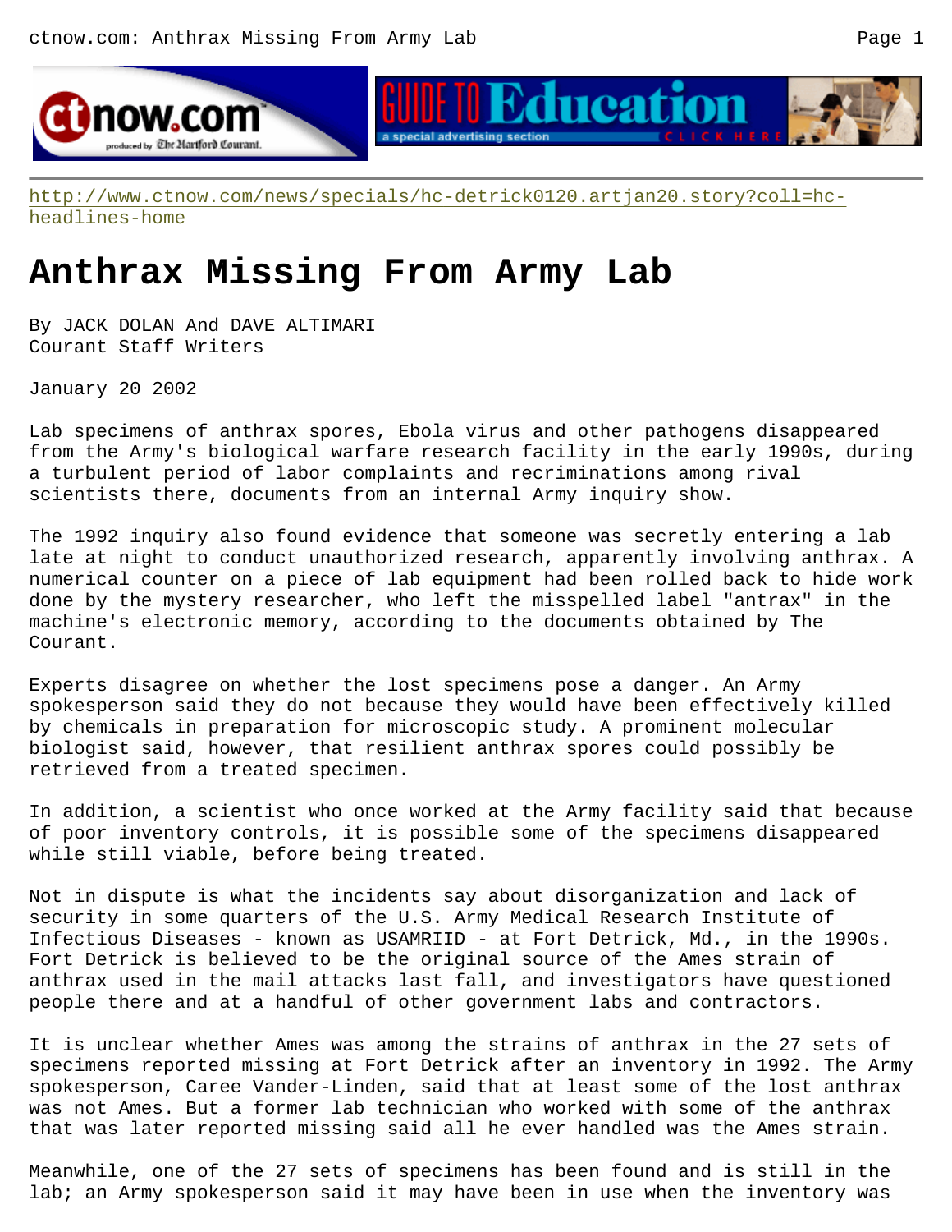http://www.ctnow.com/news/specials/hc-detrick0120.artjan20.story?coll=hc-headlines-home

# Anthrax Missing From Army Lab

By JACK DOLAN And DAVE ALTIMARI
Courant Staff Writers

January 20 2002

Lab specimens of anthrax spores, Ebola virus and other pathogens disappeared from the Army's biological warfare research facility in the early 1990s, during a turbulent period of labor complaints and recriminations among rival scientists there, documents from an internal Army inquiry show.

The 1992 inquiry also found evidence that someone was secretly entering a lab late at night to conduct unauthorized research, apparently involving anthrax. A numerical counter on a piece of lab equipment had been rolled back to hide work done by the mystery researcher, who left the misspelled label "antrax" in the machine's electronic memory, according to the documents obtained by The Courant.

Experts disagree on whether the lost specimens pose a danger. An Army spokesperson said they do not because they would have been effectively killed by chemicals in preparation for microscopic study. A prominent molecular biologist said, however, that resilient anthrax spores could possibly be retrieved from a treated specimen.

In addition, a scientist who once worked at the Army facility said that because of poor inventory controls, it is possible some of the specimens disappeared while still viable, before being treated.

Not in dispute is what the incidents say about disorganization and lack of security in some quarters of the U.S. Army Medical Research Institute of Infectious Diseases - known as USAMRIID - at Fort Detrick, Md., in the 1990s. Fort Detrick is believed to be the original source of the Ames strain of anthrax used in the mail attacks last fall, and investigators have questioned people there and at a handful of other government labs and contractors.

It is unclear whether Ames was among the strains of anthrax in the 27 sets of specimens reported missing at Fort Detrick after an inventory in 1992. The Army spokesperson, Caree Vander-Linden, said that at least some of the lost anthrax was not Ames. But a former lab technician who worked with some of the anthrax that was later reported missing said all he ever handled was the Ames strain.

Meanwhile, one of the 27 sets of specimens has been found and is still in the lab; an Army spokesperson said it may have been in use when the inventory was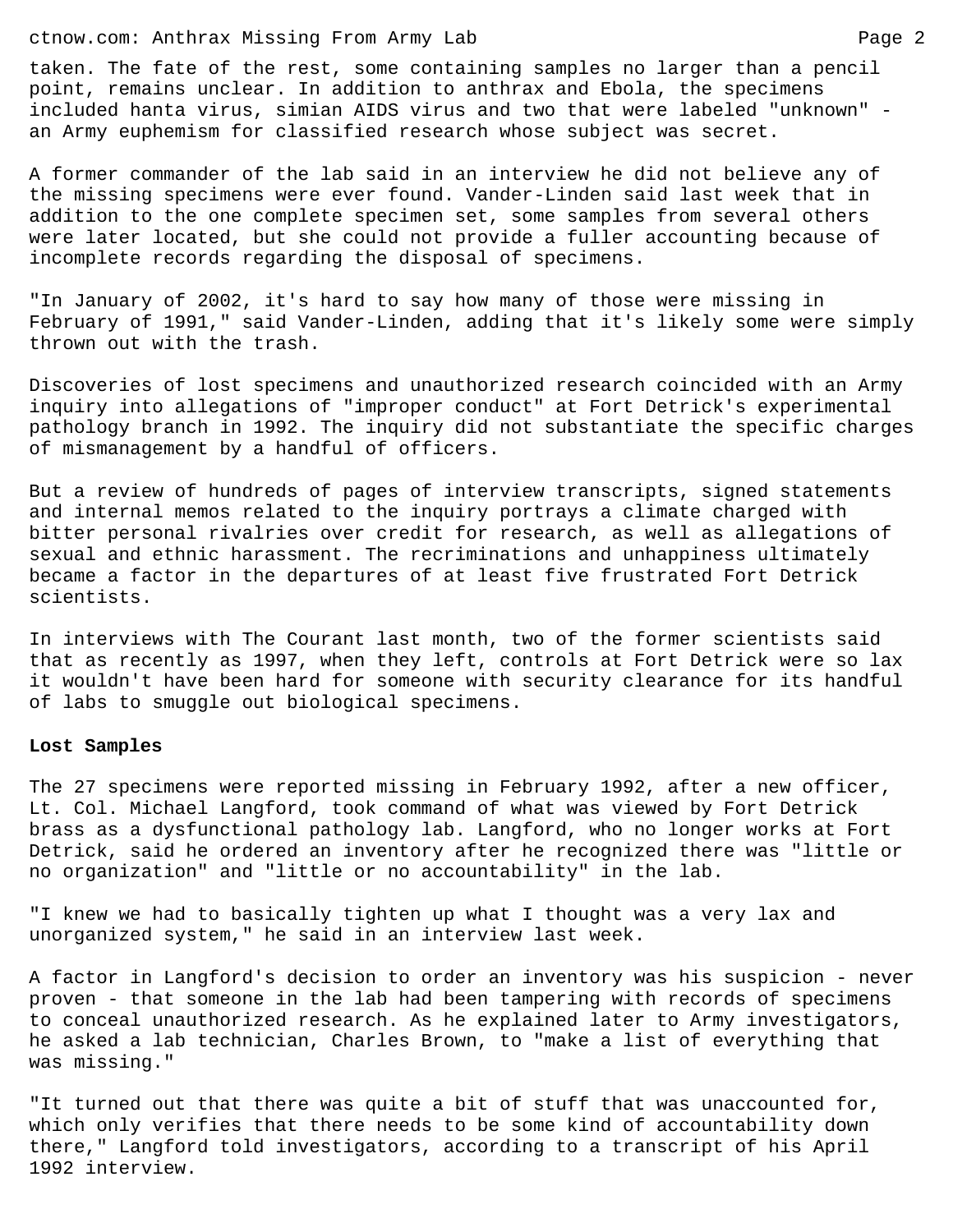taken. The fate of the rest, some containing samples no larger than a pencil point, remains unclear. In addition to anthrax and Ebola, the specimens included hanta virus, simian AIDS virus and two that were labeled "unknown" - an Army euphemism for classified research whose subject was secret.

A former commander of the lab said in an interview he did not believe any of the missing specimens were ever found. Vander-Linden said last week that in addition to the one complete specimen set, some samples from several others were later located, but she could not provide a fuller accounting because of incomplete records regarding the disposal of specimens.

"In January of 2002, it's hard to say how many of those were missing in February of 1991," said Vander-Linden, adding that it's likely some were simply thrown out with the trash.

Discoveries of lost specimens and unauthorized research coincided with an Army inquiry into allegations of "improper conduct" at Fort Detrick's experimental pathology branch in 1992. The inquiry did not substantiate the specific charges of mismanagement by a handful of officers.

But a review of hundreds of pages of interview transcripts, signed statements and internal memos related to the inquiry portrays a climate charged with bitter personal rivalries over credit for research, as well as allegations of sexual and ethnic harassment. The recriminations and unhappiness ultimately became a factor in the departures of at least five frustrated Fort Detrick scientists.

In interviews with The Courant last month, two of the former scientists said that as recently as 1997, when they left, controls at Fort Detrick were so lax it wouldn't have been hard for someone with security clearance for its handful of labs to smuggle out biological specimens.

**Lost Samples**

The 27 specimens were reported missing in February 1992, after a new officer, Lt. Col. Michael Langford, took command of what was viewed by Fort Detrick brass as a dysfunctional pathology lab. Langford, who no longer works at Fort Detrick, said he ordered an inventory after he recognized there was "little or no organization" and "little or no accountability" in the lab.

"I knew we had to basically tighten up what I thought was a very lax and unorganized system," he said in an interview last week.

A factor in Langford's decision to order an inventory was his suspicion - never proven - that someone in the lab had been tampering with records of specimens to conceal unauthorized research. As he explained later to Army investigators, he asked a lab technician, Charles Brown, to "make a list of everything that was missing."

"It turned out that there was quite a bit of stuff that was unaccounted for, which only verifies that there needs to be some kind of accountability down there," Langford told investigators, according to a transcript of his April 1992 interview.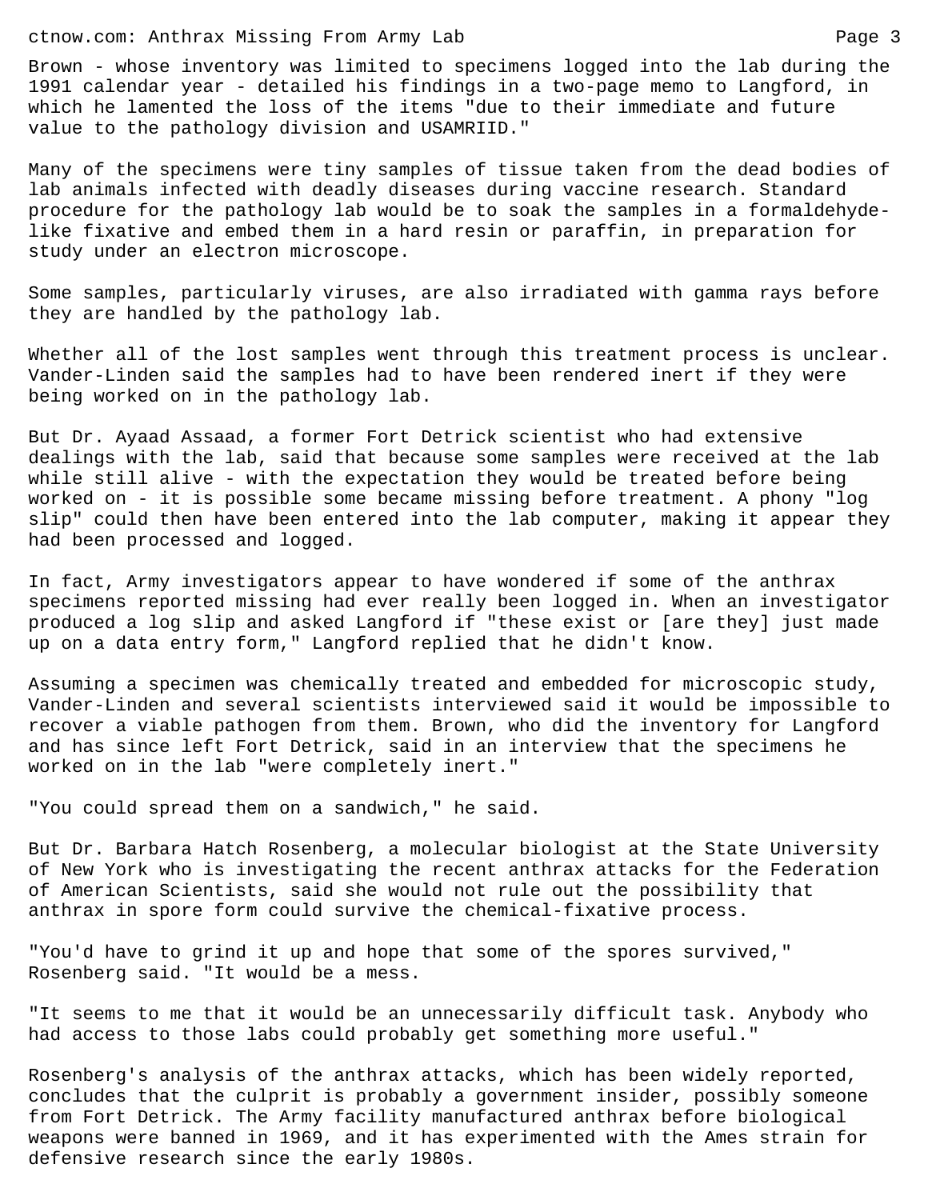Brown - whose inventory was limited to specimens logged into the lab during the 1991 calendar year - detailed his findings in a two-page memo to Langford, in which he lamented the loss of the items "due to their immediate and future value to the pathology division and USAMRIID."

Many of the specimens were tiny samples of tissue taken from the dead bodies of lab animals infected with deadly diseases during vaccine research. Standard procedure for the pathology lab would be to soak the samples in a formaldehyde-like fixative and embed them in a hard resin or paraffin, in preparation for study under an electron microscope.

Some samples, particularly viruses, are also irradiated with gamma rays before they are handled by the pathology lab.

Whether all of the lost samples went through this treatment process is unclear. Vander-Linden said the samples had to have been rendered inert if they were being worked on in the pathology lab.

But Dr. Ayaad Assaad, a former Fort Detrick scientist who had extensive dealings with the lab, said that because some samples were received at the lab while still alive - with the expectation they would be treated before being worked on - it is possible some became missing before treatment. A phony "log slip" could then have been entered into the lab computer, making it appear they had been processed and logged.

In fact, Army investigators appear to have wondered if some of the anthrax specimens reported missing had ever really been logged in. When an investigator produced a log slip and asked Langford if "these exist or [are they] just made up on a data entry form," Langford replied that he didn't know.

Assuming a specimen was chemically treated and embedded for microscopic study, Vander-Linden and several scientists interviewed said it would be impossible to recover a viable pathogen from them. Brown, who did the inventory for Langford and has since left Fort Detrick, said in an interview that the specimens he worked on in the lab "were completely inert."

"You could spread them on a sandwich," he said.

But Dr. Barbara Hatch Rosenberg, a molecular biologist at the State University of New York who is investigating the recent anthrax attacks for the Federation of American Scientists, said she would not rule out the possibility that anthrax in spore form could survive the chemical-fixative process.

"You'd have to grind it up and hope that some of the spores survived," Rosenberg said. "It would be a mess.

"It seems to me that it would be an unnecessarily difficult task. Anybody who had access to those labs could probably get something more useful."

Rosenberg's analysis of the anthrax attacks, which has been widely reported, concludes that the culprit is probably a government insider, possibly someone from Fort Detrick. The Army facility manufactured anthrax before biological weapons were banned in 1969, and it has experimented with the Ames strain for defensive research since the early 1980s.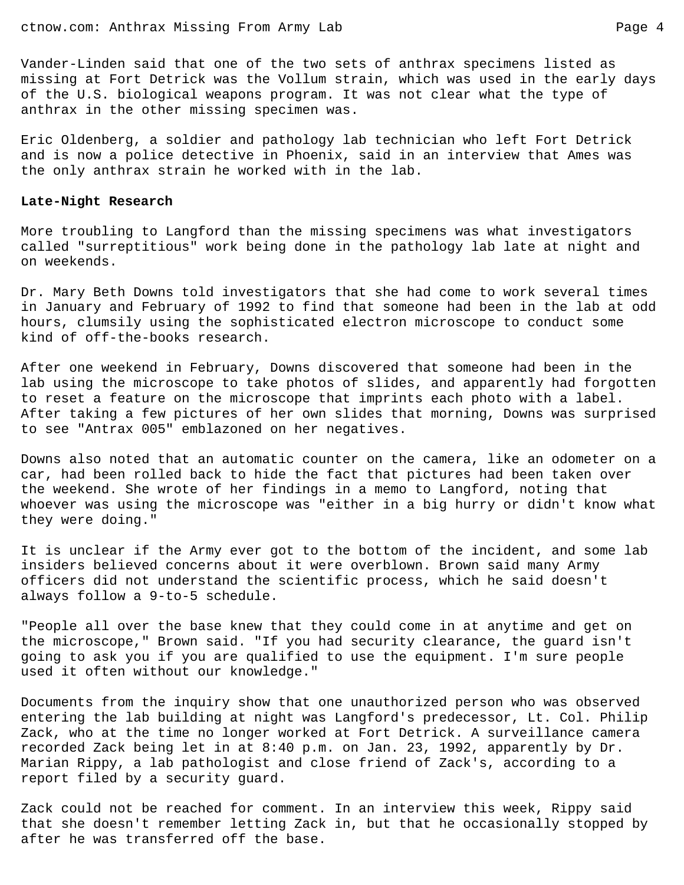Vander-Linden said that one of the two sets of anthrax specimens listed as missing at Fort Detrick was the Vollum strain, which was used in the early days of the U.S. biological weapons program. It was not clear what the type of anthrax in the other missing specimen was.

Eric Oldenberg, a soldier and pathology lab technician who left Fort Detrick and is now a police detective in Phoenix, said in an interview that Ames was the only anthrax strain he worked with in the lab.

**Late-Night Research**

More troubling to Langford than the missing specimens was what investigators called "surreptitious" work being done in the pathology lab late at night and on weekends.

Dr. Mary Beth Downs told investigators that she had come to work several times in January and February of 1992 to find that someone had been in the lab at odd hours, clumsily using the sophisticated electron microscope to conduct some kind of off-the-books research.

After one weekend in February, Downs discovered that someone had been in the lab using the microscope to take photos of slides, and apparently had forgotten to reset a feature on the microscope that imprints each photo with a label. After taking a few pictures of her own slides that morning, Downs was surprised to see "Antrax 005" emblazoned on her negatives.

Downs also noted that an automatic counter on the camera, like an odometer on a car, had been rolled back to hide the fact that pictures had been taken over the weekend. She wrote of her findings in a memo to Langford, noting that whoever was using the microscope was "either in a big hurry or didn't know what they were doing."

It is unclear if the Army ever got to the bottom of the incident, and some lab insiders believed concerns about it were overblown. Brown said many Army officers did not understand the scientific process, which he said doesn't always follow a 9-to-5 schedule.

"People all over the base knew that they could come in at anytime and get on the microscope," Brown said. "If you had security clearance, the guard isn't going to ask you if you are qualified to use the equipment. I'm sure people used it often without our knowledge."

Documents from the inquiry show that one unauthorized person who was observed entering the lab building at night was Langford's predecessor, Lt. Col. Philip Zack, who at the time no longer worked at Fort Detrick. A surveillance camera recorded Zack being let in at 8:40 p.m. on Jan. 23, 1992, apparently by Dr. Marian Rippy, a lab pathologist and close friend of Zack's, according to a report filed by a security guard.

Zack could not be reached for comment. In an interview this week, Rippy said that she doesn't remember letting Zack in, but that he occasionally stopped by after he was transferred off the base.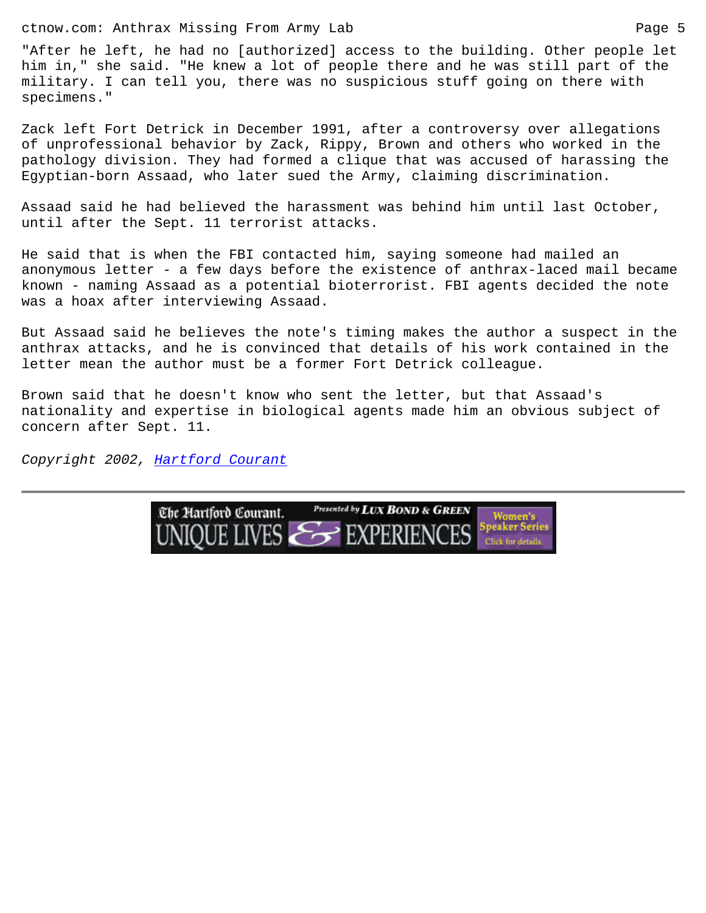"After he left, he had no [authorized] access to the building. Other people let him in," she said. "He knew a lot of people there and he was still part of the military. I can tell you, there was no suspicious stuff going on there with specimens."

Zack left Fort Detrick in December 1991, after a controversy over allegations of unprofessional behavior by Zack, Rippy, Brown and others who worked in the pathology division. They had formed a clique that was accused of harassing the Egyptian-born Assaad, who later sued the Army, claiming discrimination.

Assaad said he had believed the harassment was behind him until last October, until after the Sept. 11 terrorist attacks.

He said that is when the FBI contacted him, saying someone had mailed an anonymous letter - a few days before the existence of anthrax-laced mail became known - naming Assaad as a potential bioterrorist. FBI agents decided the note was a hoax after interviewing Assaad.

But Assaad said he believes the note's timing makes the author a suspect in the anthrax attacks, and he is convinced that details of his work contained in the letter mean the author must be a former Fort Detrick colleague.

Brown said that he doesn't know who sent the letter, but that Assaad's nationality and expertise in biological agents made him an obvious subject of concern after Sept. 11.

*Copyright 2002, Hartford Courant*

---

The Hartford Courant. Presented by LUX BOND & GREEN UNIQUE LIVES & EXPERIENCES Women's Speaker Series Click for details.